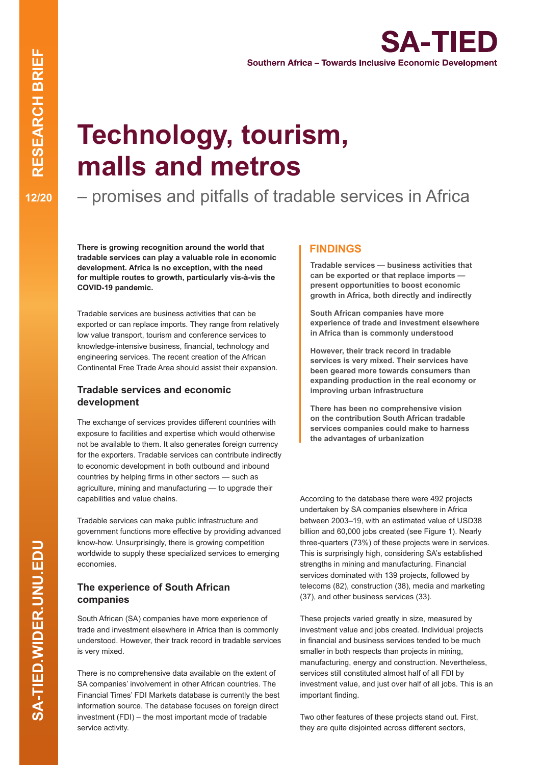SA-TIED

Southern Africa – Towards Inclusive Economic Development

RESEARCH BRIEF 12/20

# Technology, tourism, malls and metros

– promises and pitfalls of tradable services in Africa

**There is growing recognition around the world that tradable services can play a valuable role in economic development. Africa is no exception, with the need for multiple routes to growth, particularly vis-à-vis the COVID-19 pandemic.**

Tradable services are business activities that can be exported or can replace imports. They range from relatively low value transport, tourism and conference services to knowledge-intensive business, financial, technology and engineering services. The recent creation of the African Continental Free Trade Area should assist their expansion.

## FINDINGS

**Tradable services — business activities that can be exported or that replace imports — present opportunities to boost economic growth in Africa, both directly and indirectly**

**South African companies have more experience of trade and investment elsewhere in Africa than is commonly understood**

**However, their track record in tradable services is very mixed. Their services have been geared more towards consumers than expanding production in the real economy or improving urban infrastructure**

**There has been no comprehensive vision on the contribution South African tradable services companies could make to harness the advantages of urbanization**

## Tradable services and economic development

The exchange of services provides different countries with exposure to facilities and expertise which would otherwise not be available to them. It also generates foreign currency for the exporters. Tradable services can contribute indirectly to economic development in both outbound and inbound countries by helping firms in other sectors — such as agriculture, mining and manufacturing — to upgrade their capabilities and value chains.

Tradable services can make public infrastructure and government functions more effective by providing advanced know-how. Unsurprisingly, there is growing competition worldwide to supply these specialized services to emerging economies.

## The experience of South African companies

South African (SA) companies have more experience of trade and investment elsewhere in Africa than is commonly understood. However, their track record in tradable services is very mixed.

There is no comprehensive data available on the extent of SA companies' involvement in other African countries. The Financial Times' FDI Markets database is currently the best information source. The database focuses on foreign direct investment (FDI) – the most important mode of tradable service activity.

According to the database there were 492 projects undertaken by SA companies elsewhere in Africa between 2003–19, with an estimated value of USD38 billion and 60,000 jobs created (see Figure 1). Nearly three-quarters (73%) of these projects were in services. This is surprisingly high, considering SA's established strengths in mining and manufacturing. Financial services dominated with 139 projects, followed by telecoms (82), construction (38), media and marketing (37), and other business services (33).

These projects varied greatly in size, measured by investment value and jobs created. Individual projects in financial and business services tended to be much smaller in both respects than projects in mining, manufacturing, energy and construction. Nevertheless, services still constituted almost half of all FDI by investment value, and just over half of all jobs. This is an important finding.

Two other features of these projects stand out. First, they are quite disjointed across different sectors,

SA-TIED.WIDER.UNU.EDU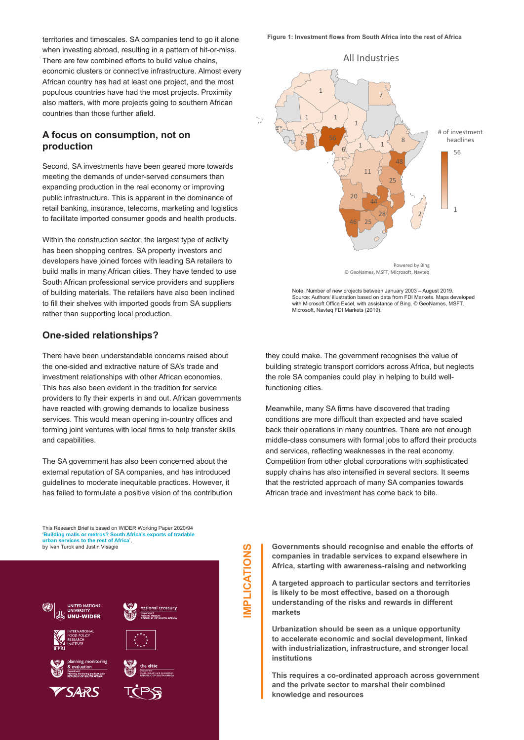territories and timescales. SA companies tend to go it alone when investing abroad, resulting in a pattern of hit-or-miss. There are few combined efforts to build value chains, economic clusters or connective infrastructure. Almost every African country has had at least one project, and the most populous countries have had the most projects. Proximity also matters, with more projects going to southern African countries than those further afield.

## A focus on consumption, not on production

Second, SA investments have been geared more towards meeting the demands of under-served consumers than expanding production in the real economy or improving public infrastructure. This is apparent in the dominance of retail banking, insurance, telecoms, marketing and logistics to facilitate imported consumer goods and health products.

Within the construction sector, the largest type of activity has been shopping centres. SA property investors and developers have joined forces with leading SA retailers to build malls in many African cities. They have tended to use South African professional service providers and suppliers of building materials. The retailers have also been inclined to fill their shelves with imported goods from SA suppliers rather than supporting local production.

## One-sided relationships?

There have been understandable concerns raised about the one-sided and extractive nature of SA's trade and investment relationships with other African economies. This has also been evident in the tradition for service providers to fly their experts in and out. African governments have reacted with growing demands to localize business services. This would mean opening in-country offices and forming joint ventures with local firms to help transfer skills and capabilities.

The SA government has also been concerned about the external reputation of SA companies, and has introduced guidelines to moderate inequitable practices. However, it has failed to formulate a positive vision of the contribution they could make. The government recognises the value of building strategic transport corridors across Africa, but neglects the role SA companies could play in helping to build well-functioning cities.

Meanwhile, many SA firms have discovered that trading conditions are more difficult than expected and have scaled back their operations in many countries. There are not enough middle-class consumers with formal jobs to afford their products and services, reflecting weaknesses in the real economy. Competition from other global corporations with sophisticated supply chains has also intensified in several sectors. It seems that the restricted approach of many SA companies towards African trade and investment has come back to bite.

**Figure 1: Investment flows from South Africa into the rest of Africa**

All Industries

# of investment headlines

56

1

1, 7, 1, 1, 1, 6, 56, 6, 1, 1, 8, 48, 11, 25, 20, 44, 28, 2, 46, 25

Powered by Bing
© GeoNames, MSFT, Microsoft, Navteq

Note: Number of new projects between January 2003 – August 2019.
Source: Authors' illustration based on data from FDI Markets. Maps developed with Microsoft Office Excel, with assistance of Bing. © GeoNames, MSFT, Microsoft, Navteq FDI Markets (2019).

This Research Brief is based on WIDER Working Paper 2020/94 '**Building malls or metros? South Africa's exports of tradable urban services to the rest of Africa**', by Ivan Turok and Justin Visagie

## IMPLICATIONS

**Governments should recognise and enable the efforts of companies in tradable services to expand elsewhere in Africa, starting with awareness-raising and networking**

**A targeted approach to particular sectors and territories is likely to be most effective, based on a thorough understanding of the risks and rewards in different markets**

**Urbanization should be seen as a unique opportunity to accelerate economic and social development, linked with industrialization, infrastructure, and stronger local institutions**

**This requires a co-ordinated approach across government and the private sector to marshal their combined knowledge and resources**